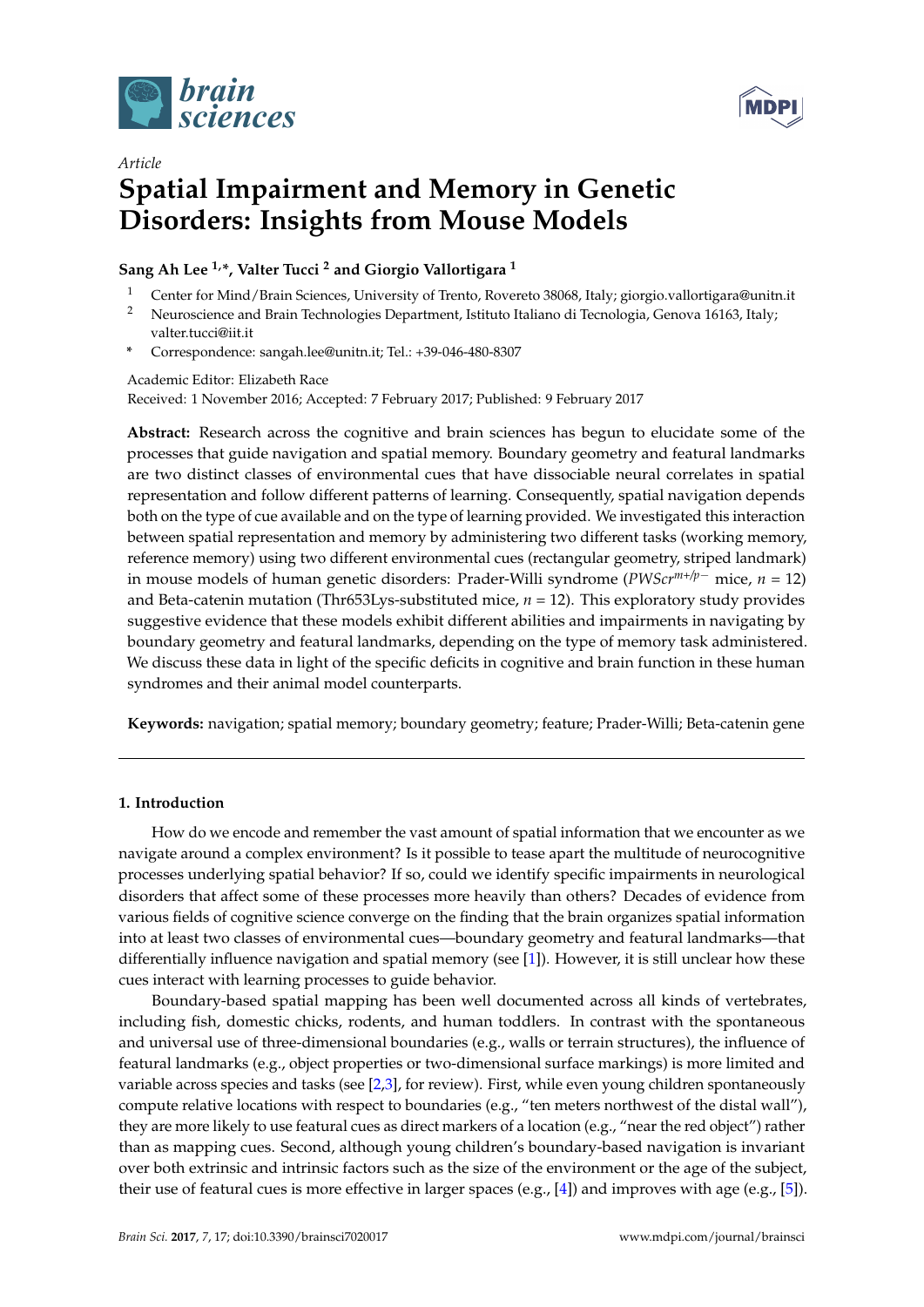*Article*

# Spatial Impairment and Memory in Genetic Disorders: Insights from Mouse Models

**Sang Ah Lee [1,*], Valter Tucci [2] and Giorgio Vallortigara [1]**

[1] Center for Mind/Brain Sciences, University of Trento, Rovereto 38068, Italy; giorgio.vallortigara@unitn.it

[2] Neuroscience and Brain Technologies Department, Istituto Italiano di Tecnologia, Genova 16163, Italy; valter.tucci@iit.it

\* Correspondence: sangah.lee@unitn.it; Tel.: +39-046-480-8307

Academic Editor: Elizabeth Race

Received: 1 November 2016; Accepted: 7 February 2017; Published: 9 February 2017

**Abstract:** Research across the cognitive and brain sciences has begun to elucidate some of the processes that guide navigation and spatial memory. Boundary geometry and featural landmarks are two distinct classes of environmental cues that have dissociable neural correlates in spatial representation and follow different patterns of learning. Consequently, spatial navigation depends both on the type of cue available and on the type of learning provided. We investigated this interaction between spatial representation and memory by administering two different tasks (working memory, reference memory) using two different environmental cues (rectangular geometry, striped landmark) in mouse models of human genetic disorders: Prader-Willi syndrome (*PWScr*$^{m+/p-}$ mice, $n = 12$) and Beta-catenin mutation (Thr653Lys-substituted mice, $n = 12$). This exploratory study provides suggestive evidence that these models exhibit different abilities and impairments in navigating by boundary geometry and featural landmarks, depending on the type of memory task administered. We discuss these data in light of the specific deficits in cognitive and brain function in these human syndromes and their animal model counterparts.

**Keywords:** navigation; spatial memory; boundary geometry; feature; Prader-Willi; Beta-catenin gene

## 1. Introduction

How do we encode and remember the vast amount of spatial information that we encounter as we navigate around a complex environment? Is it possible to tease apart the multitude of neurocognitive processes underlying spatial behavior? If so, could we identify specific impairments in neurological disorders that affect some of these processes more heavily than others? Decades of evidence from various fields of cognitive science converge on the finding that the brain organizes spatial information into at least two classes of environmental cues—boundary geometry and featural landmarks—that differentially influence navigation and spatial memory (see [1]). However, it is still unclear how these cues interact with learning processes to guide behavior.

Boundary-based spatial mapping has been well documented across all kinds of vertebrates, including fish, domestic chicks, rodents, and human toddlers. In contrast with the spontaneous and universal use of three-dimensional boundaries (e.g., walls or terrain structures), the influence of featural landmarks (e.g., object properties or two-dimensional surface markings) is more limited and variable across species and tasks (see [2,3], for review). First, while even young children spontaneously compute relative locations with respect to boundaries (e.g., "ten meters northwest of the distal wall"), they are more likely to use featural cues as direct markers of a location (e.g., "near the red object") rather than as mapping cues. Second, although young children's boundary-based navigation is invariant over both extrinsic and intrinsic factors such as the size of the environment or the age of the subject, their use of featural cues is more effective in larger spaces (e.g., [4]) and improves with age (e.g., [5]).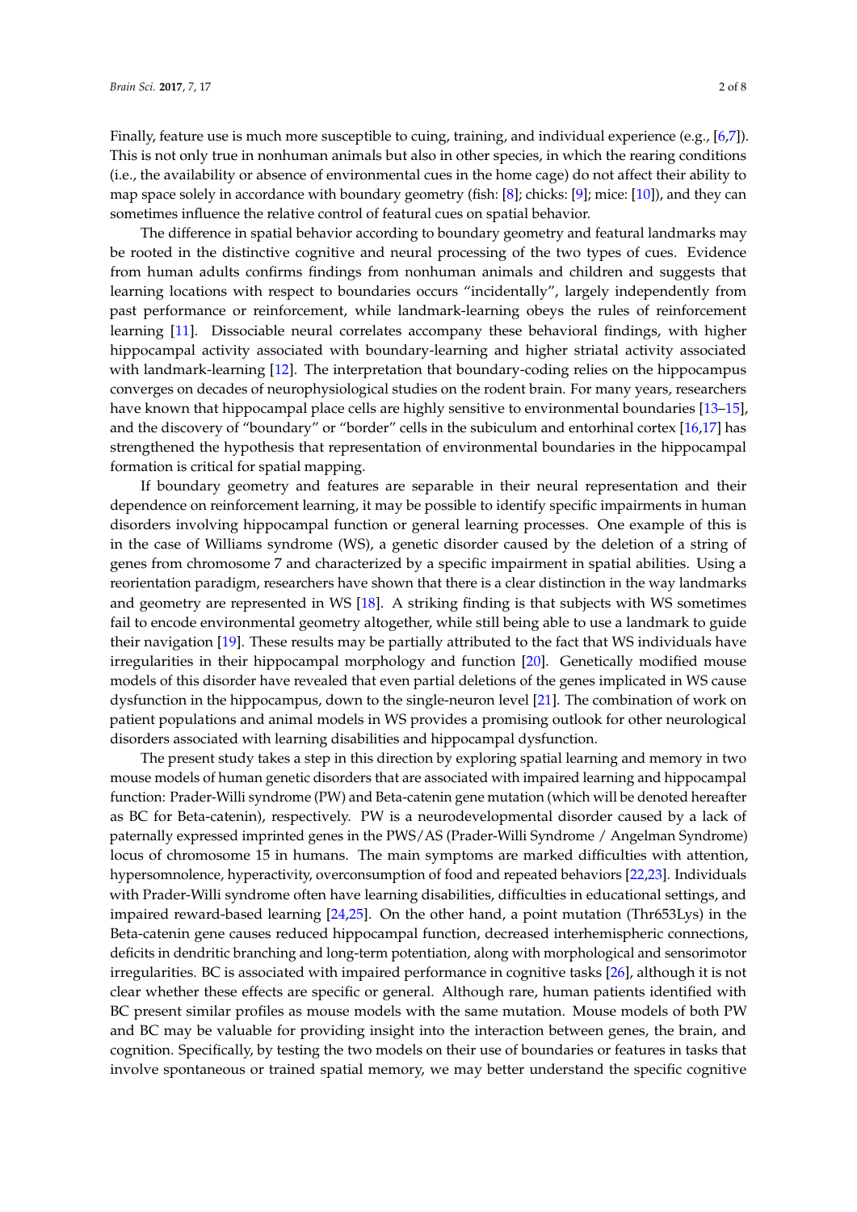Finally, feature use is much more susceptible to cuing, training, and individual experience (e.g., [6,7]). This is not only true in nonhuman animals but also in other species, in which the rearing conditions (i.e., the availability or absence of environmental cues in the home cage) do not affect their ability to map space solely in accordance with boundary geometry (fish: [8]; chicks: [9]; mice: [10]), and they can sometimes influence the relative control of featural cues on spatial behavior.

The difference in spatial behavior according to boundary geometry and featural landmarks may be rooted in the distinctive cognitive and neural processing of the two types of cues. Evidence from human adults confirms findings from nonhuman animals and children and suggests that learning locations with respect to boundaries occurs "incidentally", largely independently from past performance or reinforcement, while landmark-learning obeys the rules of reinforcement learning [11]. Dissociable neural correlates accompany these behavioral findings, with higher hippocampal activity associated with boundary-learning and higher striatal activity associated with landmark-learning [12]. The interpretation that boundary-coding relies on the hippocampus converges on decades of neurophysiological studies on the rodent brain. For many years, researchers have known that hippocampal place cells are highly sensitive to environmental boundaries [13–15], and the discovery of "boundary" or "border" cells in the subiculum and entorhinal cortex [16,17] has strengthened the hypothesis that representation of environmental boundaries in the hippocampal formation is critical for spatial mapping.

If boundary geometry and features are separable in their neural representation and their dependence on reinforcement learning, it may be possible to identify specific impairments in human disorders involving hippocampal function or general learning processes. One example of this is in the case of Williams syndrome (WS), a genetic disorder caused by the deletion of a string of genes from chromosome 7 and characterized by a specific impairment in spatial abilities. Using a reorientation paradigm, researchers have shown that there is a clear distinction in the way landmarks and geometry are represented in WS [18]. A striking finding is that subjects with WS sometimes fail to encode environmental geometry altogether, while still being able to use a landmark to guide their navigation [19]. These results may be partially attributed to the fact that WS individuals have irregularities in their hippocampal morphology and function [20]. Genetically modified mouse models of this disorder have revealed that even partial deletions of the genes implicated in WS cause dysfunction in the hippocampus, down to the single-neuron level [21]. The combination of work on patient populations and animal models in WS provides a promising outlook for other neurological disorders associated with learning disabilities and hippocampal dysfunction.

The present study takes a step in this direction by exploring spatial learning and memory in two mouse models of human genetic disorders that are associated with impaired learning and hippocampal function: Prader-Willi syndrome (PW) and Beta-catenin gene mutation (which will be denoted hereafter as BC for Beta-catenin), respectively. PW is a neurodevelopmental disorder caused by a lack of paternally expressed imprinted genes in the PWS/AS (Prader-Willi Syndrome / Angelman Syndrome) locus of chromosome 15 in humans. The main symptoms are marked difficulties with attention, hypersomnolence, hyperactivity, overconsumption of food and repeated behaviors [22,23]. Individuals with Prader-Willi syndrome often have learning disabilities, difficulties in educational settings, and impaired reward-based learning [24,25]. On the other hand, a point mutation (Thr653Lys) in the Beta-catenin gene causes reduced hippocampal function, decreased interhemispheric connections, deficits in dendritic branching and long-term potentiation, along with morphological and sensorimotor irregularities. BC is associated with impaired performance in cognitive tasks [26], although it is not clear whether these effects are specific or general. Although rare, human patients identified with BC present similar profiles as mouse models with the same mutation. Mouse models of both PW and BC may be valuable for providing insight into the interaction between genes, the brain, and cognition. Specifically, by testing the two models on their use of boundaries or features in tasks that involve spontaneous or trained spatial memory, we may better understand the specific cognitive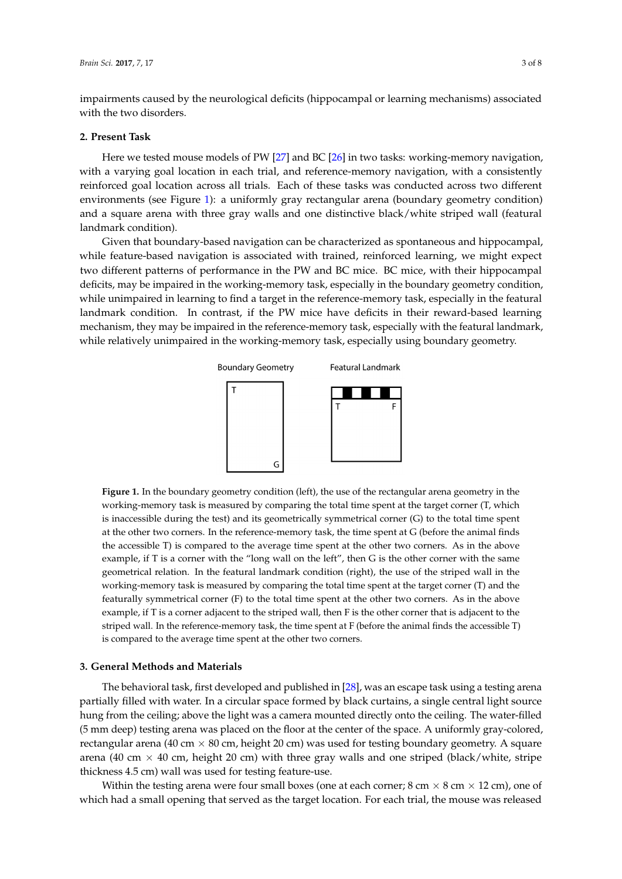impairments caused by the neurological deficits (hippocampal or learning mechanisms) associated with the two disorders.

## 2. Present Task

Here we tested mouse models of PW [27] and BC [26] in two tasks: working-memory navigation, with a varying goal location in each trial, and reference-memory navigation, with a consistently reinforced goal location across all trials. Each of these tasks was conducted across two different environments (see Figure 1): a uniformly gray rectangular arena (boundary geometry condition) and a square arena with three gray walls and one distinctive black/white striped wall (featural landmark condition).

Given that boundary-based navigation can be characterized as spontaneous and hippocampal, while feature-based navigation is associated with trained, reinforced learning, we might expect two different patterns of performance in the PW and BC mice. BC mice, with their hippocampal deficits, may be impaired in the working-memory task, especially in the boundary geometry condition, while unimpaired in learning to find a target in the reference-memory task, especially in the featural landmark condition. In contrast, if the PW mice have deficits in their reward-based learning mechanism, they may be impaired in the reference-memory task, especially with the featural landmark, while relatively unimpaired in the working-memory task, especially using boundary geometry.

**Figure 1.** In the boundary geometry condition (left), the use of the rectangular arena geometry in the working-memory task is measured by comparing the total time spent at the target corner (T, which is inaccessible during the test) and its geometrically symmetrical corner (G) to the total time spent at the other two corners. In the reference-memory task, the time spent at G (before the animal finds the accessible T) is compared to the average time spent at the other two corners. As in the above example, if T is a corner with the "long wall on the left", then G is the other corner with the same geometrical relation. In the featural landmark condition (right), the use of the striped wall in the working-memory task is measured by comparing the total time spent at the target corner (T) and the featurally symmetrical corner (F) to the total time spent at the other two corners. As in the above example, if T is a corner adjacent to the striped wall, then F is the other corner that is adjacent to the striped wall. In the reference-memory task, the time spent at F (before the animal finds the accessible T) is compared to the average time spent at the other two corners.

## 3. General Methods and Materials

The behavioral task, first developed and published in [28], was an escape task using a testing arena partially filled with water. In a circular space formed by black curtains, a single central light source hung from the ceiling; above the light was a camera mounted directly onto the ceiling. The water-filled (5 mm deep) testing arena was placed on the floor at the center of the space. A uniformly gray-colored, rectangular arena (40 cm $\times$ 80 cm, height 20 cm) was used for testing boundary geometry. A square arena (40 cm $\times$ 40 cm, height 20 cm) with three gray walls and one striped (black/white, stripe thickness 4.5 cm) wall was used for testing feature-use.

Within the testing arena were four small boxes (one at each corner; 8 cm $\times$ 8 cm $\times$ 12 cm), one of which had a small opening that served as the target location. For each trial, the mouse was released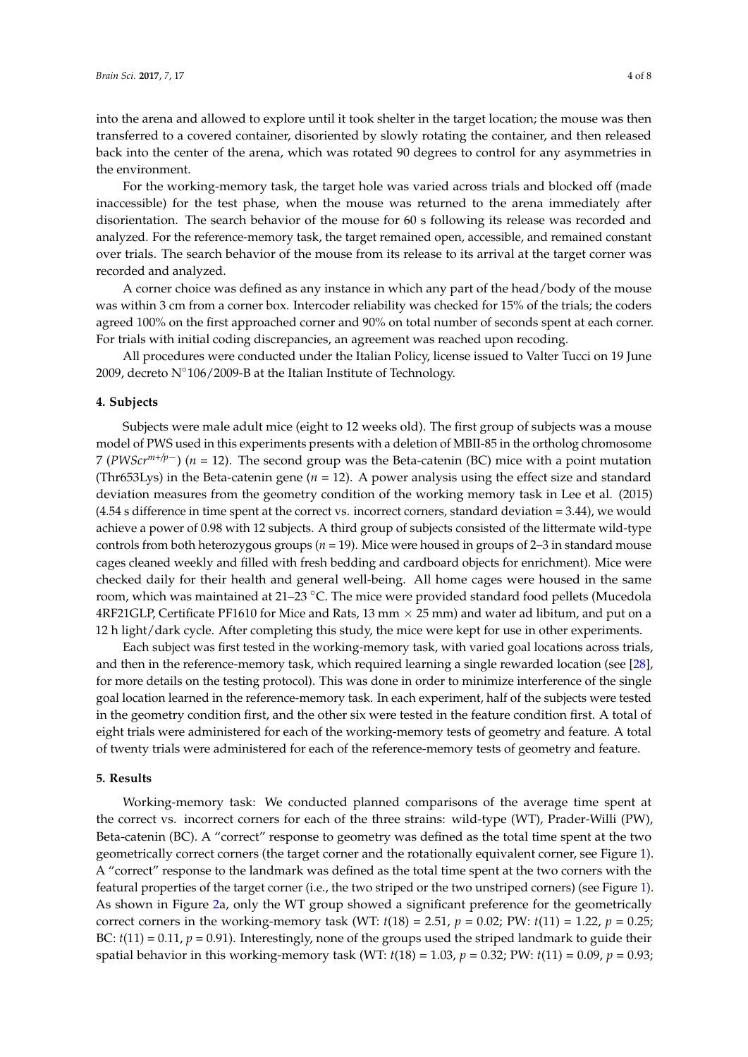into the arena and allowed to explore until it took shelter in the target location; the mouse was then transferred to a covered container, disoriented by slowly rotating the container, and then released back into the center of the arena, which was rotated 90 degrees to control for any asymmetries in the environment.

For the working-memory task, the target hole was varied across trials and blocked off (made inaccessible) for the test phase, when the mouse was returned to the arena immediately after disorientation. The search behavior of the mouse for 60 s following its release was recorded and analyzed. For the reference-memory task, the target remained open, accessible, and remained constant over trials. The search behavior of the mouse from its release to its arrival at the target corner was recorded and analyzed.

A corner choice was defined as any instance in which any part of the head/body of the mouse was within 3 cm from a corner box. Intercoder reliability was checked for 15% of the trials; the coders agreed 100% on the first approached corner and 90% on total number of seconds spent at each corner. For trials with initial coding discrepancies, an agreement was reached upon recoding.

All procedures were conducted under the Italian Policy, license issued to Valter Tucci on 19 June 2009, decreto N°106/2009-B at the Italian Institute of Technology.

## 4. Subjects

Subjects were male adult mice (eight to 12 weeks old). The first group of subjects was a mouse model of PWS used in this experiments presents with a deletion of MBII-85 in the ortholog chromosome 7 ($PWScr^{m+/p-}$) ($n = 12$). The second group was the Beta-catenin (BC) mice with a point mutation (Thr653Lys) in the Beta-catenin gene ($n = 12$). A power analysis using the effect size and standard deviation measures from the geometry condition of the working memory task in Lee et al. (2015) (4.54 s difference in time spent at the correct vs. incorrect corners, standard deviation = 3.44), we would achieve a power of 0.98 with 12 subjects. A third group of subjects consisted of the littermate wild-type controls from both heterozygous groups ($n = 19$). Mice were housed in groups of 2–3 in standard mouse cages cleaned weekly and filled with fresh bedding and cardboard objects for enrichment). Mice were checked daily for their health and general well-being. All home cages were housed in the same room, which was maintained at 21–23 °C. The mice were provided standard food pellets (Mucedola 4RF21GLP, Certificate PF1610 for Mice and Rats, 13 mm × 25 mm) and water ad libitum, and put on a 12 h light/dark cycle. After completing this study, the mice were kept for use in other experiments.

Each subject was first tested in the working-memory task, with varied goal locations across trials, and then in the reference-memory task, which required learning a single rewarded location (see [28], for more details on the testing protocol). This was done in order to minimize interference of the single goal location learned in the reference-memory task. In each experiment, half of the subjects were tested in the geometry condition first, and the other six were tested in the feature condition first. A total of eight trials were administered for each of the working-memory tests of geometry and feature. A total of twenty trials were administered for each of the reference-memory tests of geometry and feature.

## 5. Results

Working-memory task: We conducted planned comparisons of the average time spent at the correct vs. incorrect corners for each of the three strains: wild-type (WT), Prader-Willi (PW), Beta-catenin (BC). A "correct" response to geometry was defined as the total time spent at the two geometrically correct corners (the target corner and the rotationally equivalent corner, see Figure 1). A "correct" response to the landmark was defined as the total time spent at the two corners with the featural properties of the target corner (i.e., the two striped or the two unstriped corners) (see Figure 1). As shown in Figure 2a, only the WT group showed a significant preference for the geometrically correct corners in the working-memory task (WT: $t(18) = 2.51$, $p = 0.02$; PW: $t(11) = 1.22$, $p = 0.25$; BC: $t(11) = 0.11$, $p = 0.91$). Interestingly, none of the groups used the striped landmark to guide their spatial behavior in this working-memory task (WT: $t(18) = 1.03$, $p = 0.32$; PW: $t(11) = 0.09$, $p = 0.93$;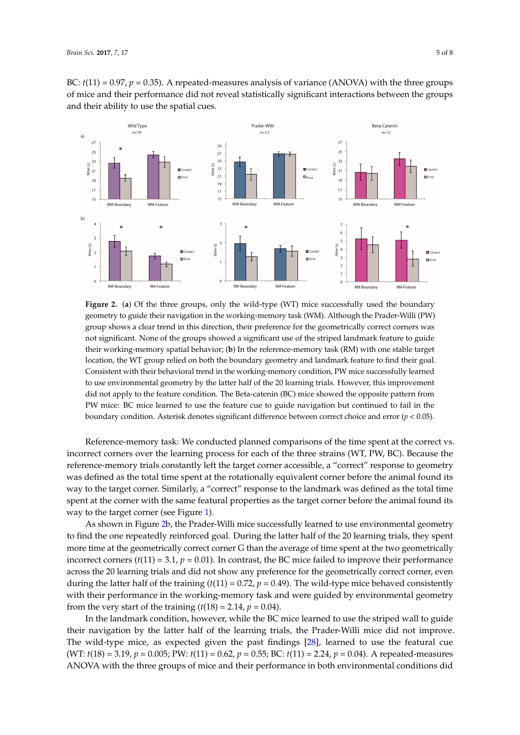BC: $t(11) = 0.97$, $p = 0.35$). A repeated-measures analysis of variance (ANOVA) with the three groups of mice and their performance did not reveal statistically significant interactions between the groups and their ability to use the spatial cues.

**Figure 2.** (**a**) Of the three groups, only the wild-type (WT) mice successfully used the boundary geometry to guide their navigation in the working-memory task (WM). Although the Prader-Willi (PW) group shows a clear trend in this direction, their preference for the geometrically correct corners was not significant. None of the groups showed a significant use of the striped landmark feature to guide their working-memory spatial behavior; (**b**) In the reference-memory task (RM) with one stable target location, the WT group relied on both the boundary geometry and landmark feature to find their goal. Consistent with their behavioral trend in the working-memory condition, PW mice successfully learned to use environmental geometry by the latter half of the 20 learning trials. However, this improvement did not apply to the feature condition. The Beta-catenin (BC) mice showed the opposite pattern from PW mice: BC mice learned to use the feature cue to guide navigation but continued to fail in the boundary condition. Asterisk denotes significant difference between correct choice and error ($p < 0.05$).

Reference-memory task: We conducted planned comparisons of the time spent at the correct vs. incorrect corners over the learning process for each of the three strains (WT, PW, BC). Because the reference-memory trials constantly left the target corner accessible, a "correct" response to geometry was defined as the total time spent at the rotationally equivalent corner before the animal found its way to the target corner. Similarly, a "correct" response to the landmark was defined as the total time spent at the corner with the same featural properties as the target corner before the animal found its way to the target corner (see Figure 1).

As shown in Figure 2b, the Prader-Willi mice successfully learned to use environmental geometry to find the one repeatedly reinforced goal. During the latter half of the 20 learning trials, they spent more time at the geometrically correct corner G than the average of time spent at the two geometrically incorrect corners ($t(11) = 3.1$, $p = 0.01$). In contrast, the BC mice failed to improve their performance across the 20 learning trials and did not show any preference for the geometrically correct corner, even during the latter half of the training ($t(11) = 0.72$, $p = 0.49$). The wild-type mice behaved consistently with their performance in the working-memory task and were guided by environmental geometry from the very start of the training ($t(18) = 2.14$, $p = 0.04$).

In the landmark condition, however, while the BC mice learned to use the striped wall to guide their navigation by the latter half of the learning trials, the Prader-Willi mice did not improve. The wild-type mice, as expected given the past findings [28], learned to use the featural cue (WT: $t(18) = 3.19$, $p = 0.005$; PW: $t(11) = 0.62$, $p = 0.55$; BC: $t(11) = 2.24$, $p = 0.04$). A repeated-measures ANOVA with the three groups of mice and their performance in both environmental conditions did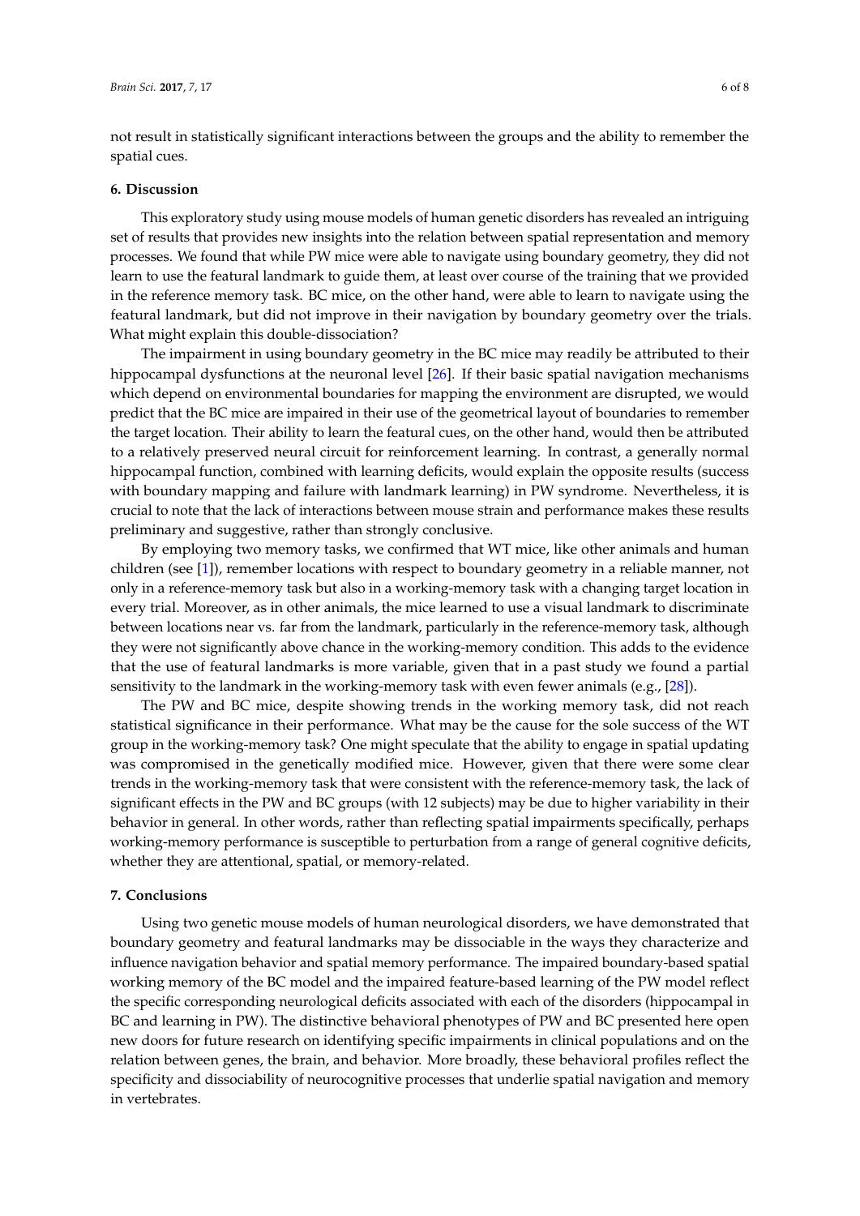not result in statistically significant interactions between the groups and the ability to remember the spatial cues.

## 6. Discussion

This exploratory study using mouse models of human genetic disorders has revealed an intriguing set of results that provides new insights into the relation between spatial representation and memory processes. We found that while PW mice were able to navigate using boundary geometry, they did not learn to use the featural landmark to guide them, at least over course of the training that we provided in the reference memory task. BC mice, on the other hand, were able to learn to navigate using the featural landmark, but did not improve in their navigation by boundary geometry over the trials. What might explain this double-dissociation?

The impairment in using boundary geometry in the BC mice may readily be attributed to their hippocampal dysfunctions at the neuronal level [26]. If their basic spatial navigation mechanisms which depend on environmental boundaries for mapping the environment are disrupted, we would predict that the BC mice are impaired in their use of the geometrical layout of boundaries to remember the target location. Their ability to learn the featural cues, on the other hand, would then be attributed to a relatively preserved neural circuit for reinforcement learning. In contrast, a generally normal hippocampal function, combined with learning deficits, would explain the opposite results (success with boundary mapping and failure with landmark learning) in PW syndrome. Nevertheless, it is crucial to note that the lack of interactions between mouse strain and performance makes these results preliminary and suggestive, rather than strongly conclusive.

By employing two memory tasks, we confirmed that WT mice, like other animals and human children (see [1]), remember locations with respect to boundary geometry in a reliable manner, not only in a reference-memory task but also in a working-memory task with a changing target location in every trial. Moreover, as in other animals, the mice learned to use a visual landmark to discriminate between locations near vs. far from the landmark, particularly in the reference-memory task, although they were not significantly above chance in the working-memory condition. This adds to the evidence that the use of featural landmarks is more variable, given that in a past study we found a partial sensitivity to the landmark in the working-memory task with even fewer animals (e.g., [28]).

The PW and BC mice, despite showing trends in the working memory task, did not reach statistical significance in their performance. What may be the cause for the sole success of the WT group in the working-memory task? One might speculate that the ability to engage in spatial updating was compromised in the genetically modified mice. However, given that there were some clear trends in the working-memory task that were consistent with the reference-memory task, the lack of significant effects in the PW and BC groups (with 12 subjects) may be due to higher variability in their behavior in general. In other words, rather than reflecting spatial impairments specifically, perhaps working-memory performance is susceptible to perturbation from a range of general cognitive deficits, whether they are attentional, spatial, or memory-related.

## 7. Conclusions

Using two genetic mouse models of human neurological disorders, we have demonstrated that boundary geometry and featural landmarks may be dissociable in the ways they characterize and influence navigation behavior and spatial memory performance. The impaired boundary-based spatial working memory of the BC model and the impaired feature-based learning of the PW model reflect the specific corresponding neurological deficits associated with each of the disorders (hippocampal in BC and learning in PW). The distinctive behavioral phenotypes of PW and BC presented here open new doors for future research on identifying specific impairments in clinical populations and on the relation between genes, the brain, and behavior. More broadly, these behavioral profiles reflect the specificity and dissociability of neurocognitive processes that underlie spatial navigation and memory in vertebrates.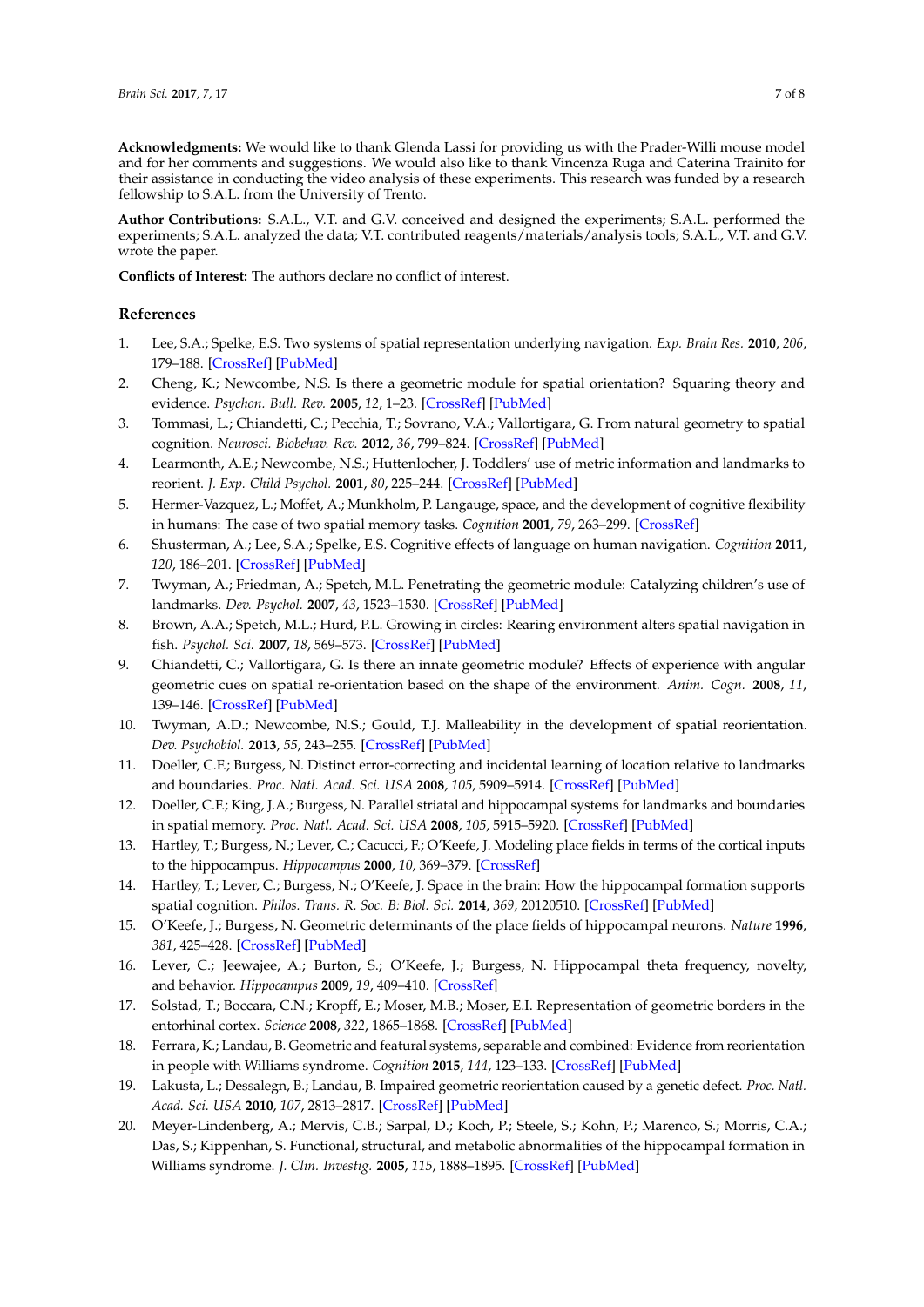**Acknowledgments:** We would like to thank Glenda Lassi for providing us with the Prader-Willi mouse model and for her comments and suggestions. We would also like to thank Vincenza Ruga and Caterina Trainito for their assistance in conducting the video analysis of these experiments. This research was funded by a research fellowship to S.A.L. from the University of Trento.

**Author Contributions:** S.A.L., V.T. and G.V. conceived and designed the experiments; S.A.L. performed the experiments; S.A.L. analyzed the data; V.T. contributed reagents/materials/analysis tools; S.A.L., V.T. and G.V. wrote the paper.

**Conflicts of Interest:** The authors declare no conflict of interest.

## References

1. Lee, S.A.; Spelke, E.S. Two systems of spatial representation underlying navigation. *Exp. Brain Res.* **2010**, *206*, 179–188. [CrossRef] [PubMed]
2. Cheng, K.; Newcombe, N.S. Is there a geometric module for spatial orientation? Squaring theory and evidence. *Psychon. Bull. Rev.* **2005**, *12*, 1–23. [CrossRef] [PubMed]
3. Tommasi, L.; Chiandetti, C.; Pecchia, T.; Sovrano, V.A.; Vallortigara, G. From natural geometry to spatial cognition. *Neurosci. Biobehav. Rev.* **2012**, *36*, 799–824. [CrossRef] [PubMed]
4. Learmonth, A.E.; Newcombe, N.S.; Huttenlocher, J. Toddlers' use of metric information and landmarks to reorient. *J. Exp. Child Psychol.* **2001**, *80*, 225–244. [CrossRef] [PubMed]
5. Hermer-Vazquez, L.; Moffet, A.; Munkholm, P. Langauge, space, and the development of cognitive flexibility in humans: The case of two spatial memory tasks. *Cognition* **2001**, *79*, 263–299. [CrossRef]
6. Shusterman, A.; Lee, S.A.; Spelke, E.S. Cognitive effects of language on human navigation. *Cognition* **2011**, *120*, 186–201. [CrossRef] [PubMed]
7. Twyman, A.; Friedman, A.; Spetch, M.L. Penetrating the geometric module: Catalyzing children's use of landmarks. *Dev. Psychol.* **2007**, *43*, 1523–1530. [CrossRef] [PubMed]
8. Brown, A.A.; Spetch, M.L.; Hurd, P.L. Growing in circles: Rearing environment alters spatial navigation in fish. *Psychol. Sci.* **2007**, *18*, 569–573. [CrossRef] [PubMed]
9. Chiandetti, C.; Vallortigara, G. Is there an innate geometric module? Effects of experience with angular geometric cues on spatial re-orientation based on the shape of the environment. *Anim. Cogn.* **2008**, *11*, 139–146. [CrossRef] [PubMed]
10. Twyman, A.D.; Newcombe, N.S.; Gould, T.J. Malleability in the development of spatial reorientation. *Dev. Psychobiol.* **2013**, *55*, 243–255. [CrossRef] [PubMed]
11. Doeller, C.F.; Burgess, N. Distinct error-correcting and incidental learning of location relative to landmarks and boundaries. *Proc. Natl. Acad. Sci. USA* **2008**, *105*, 5909–5914. [CrossRef] [PubMed]
12. Doeller, C.F.; King, J.A.; Burgess, N. Parallel striatal and hippocampal systems for landmarks and boundaries in spatial memory. *Proc. Natl. Acad. Sci. USA* **2008**, *105*, 5915–5920. [CrossRef] [PubMed]
13. Hartley, T.; Burgess, N.; Lever, C.; Cacucci, F.; O'Keefe, J. Modeling place fields in terms of the cortical inputs to the hippocampus. *Hippocampus* **2000**, *10*, 369–379. [CrossRef]
14. Hartley, T.; Lever, C.; Burgess, N.; O'Keefe, J. Space in the brain: How the hippocampal formation supports spatial cognition. *Philos. Trans. R. Soc. B: Biol. Sci.* **2014**, *369*, 20120510. [CrossRef] [PubMed]
15. O'Keefe, J.; Burgess, N. Geometric determinants of the place fields of hippocampal neurons. *Nature* **1996**, *381*, 425–428. [CrossRef] [PubMed]
16. Lever, C.; Jeewajee, A.; Burton, S.; O'Keefe, J.; Burgess, N. Hippocampal theta frequency, novelty, and behavior. *Hippocampus* **2009**, *19*, 409–410. [CrossRef]
17. Solstad, T.; Boccara, C.N.; Kropff, E.; Moser, M.B.; Moser, E.I. Representation of geometric borders in the entorhinal cortex. *Science* **2008**, *322*, 1865–1868. [CrossRef] [PubMed]
18. Ferrara, K.; Landau, B. Geometric and featural systems, separable and combined: Evidence from reorientation in people with Williams syndrome. *Cognition* **2015**, *144*, 123–133. [CrossRef] [PubMed]
19. Lakusta, L.; Dessalegn, B.; Landau, B. Impaired geometric reorientation caused by a genetic defect. *Proc. Natl. Acad. Sci. USA* **2010**, *107*, 2813–2817. [CrossRef] [PubMed]
20. Meyer-Lindenberg, A.; Mervis, C.B.; Sarpal, D.; Koch, P.; Steele, S.; Kohn, P.; Marenco, S.; Morris, C.A.; Das, S.; Kippenhan, S. Functional, structural, and metabolic abnormalities of the hippocampal formation in Williams syndrome. *J. Clin. Investig.* **2005**, *115*, 1888–1895. [CrossRef] [PubMed]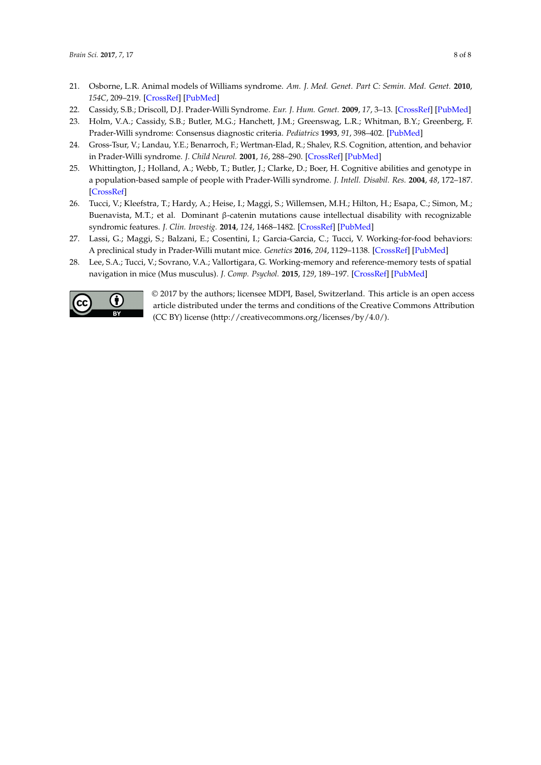21. Osborne, L.R. Animal models of Williams syndrome. *Am. J. Med. Genet. Part C: Semin. Med. Genet.* **2010**, *154C*, 209–219. [CrossRef] [PubMed]
22. Cassidy, S.B.; Driscoll, D.J. Prader-Willi Syndrome. *Eur. J. Hum. Genet.* **2009**, *17*, 3–13. [CrossRef] [PubMed]
23. Holm, V.A.; Cassidy, S.B.; Butler, M.G.; Hanchett, J.M.; Greenswag, L.R.; Whitman, B.Y.; Greenberg, F. Prader-Willi syndrome: Consensus diagnostic criteria. *Pediatrics* **1993**, *91*, 398–402. [PubMed]
24. Gross-Tsur, V.; Landau, Y.E.; Benarroch, F.; Wertman-Elad, R.; Shalev, R.S. Cognition, attention, and behavior in Prader-Willi syndrome. *J. Child Neurol.* **2001**, *16*, 288–290. [CrossRef] [PubMed]
25. Whittington, J.; Holland, A.; Webb, T.; Butler, J.; Clarke, D.; Boer, H. Cognitive abilities and genotype in a population-based sample of people with Prader-Willi syndrome. *J. Intell. Disabil. Res.* **2004**, *48*, 172–187. [CrossRef]
26. Tucci, V.; Kleefstra, T.; Hardy, A.; Heise, I.; Maggi, S.; Willemsen, M.H.; Hilton, H.; Esapa, C.; Simon, M.; Buenavista, M.T.; et al. Dominant β-catenin mutations cause intellectual disability with recognizable syndromic features. *J. Clin. Investig.* **2014**, *124*, 1468–1482. [CrossRef] [PubMed]
27. Lassi, G.; Maggi, S.; Balzani, E.; Cosentini, I.; Garcia-Garcia, C.; Tucci, V. Working-for-food behaviors: A preclinical study in Prader-Willi mutant mice. *Genetics* **2016**, *204*, 1129–1138. [CrossRef] [PubMed]
28. Lee, S.A.; Tucci, V.; Sovrano, V.A.; Vallortigara, G. Working-memory and reference-memory tests of spatial navigation in mice (Mus musculus). *J. Comp. Psychol.* **2015**, *129*, 189–197. [CrossRef] [PubMed]

© 2017 by the authors; licensee MDPI, Basel, Switzerland. This article is an open access article distributed under the terms and conditions of the Creative Commons Attribution (CC BY) license (http://creativecommons.org/licenses/by/4.0/).